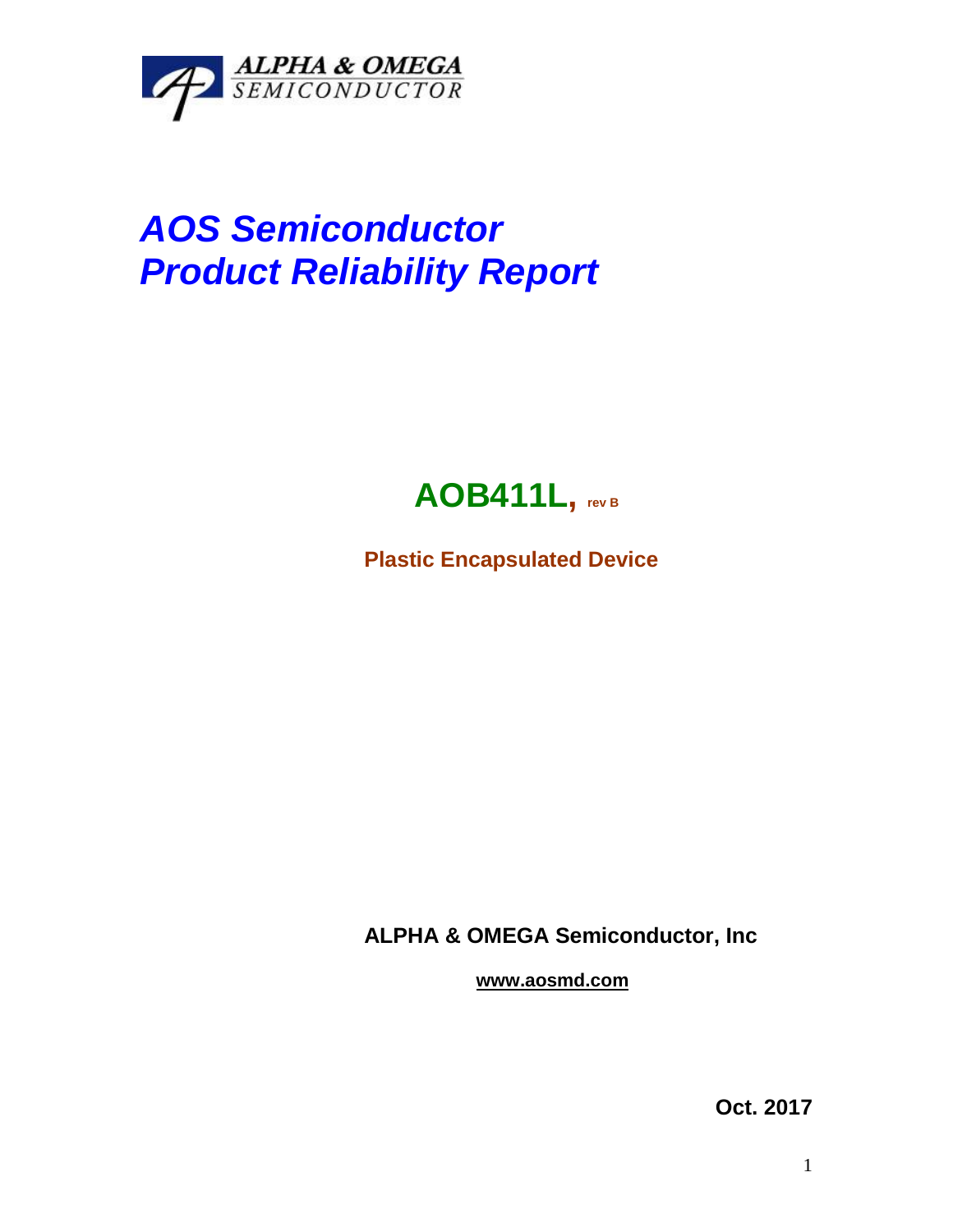ALPHA & OMEGA SEMICONDUCTOR

# *AOS Semiconductor Product Reliability Report*

## AOB411L, rev B

**Plastic Encapsulated Device**

**ALPHA & OMEGA Semiconductor, Inc**

**www.aosmd.com**

**Oct. 2017**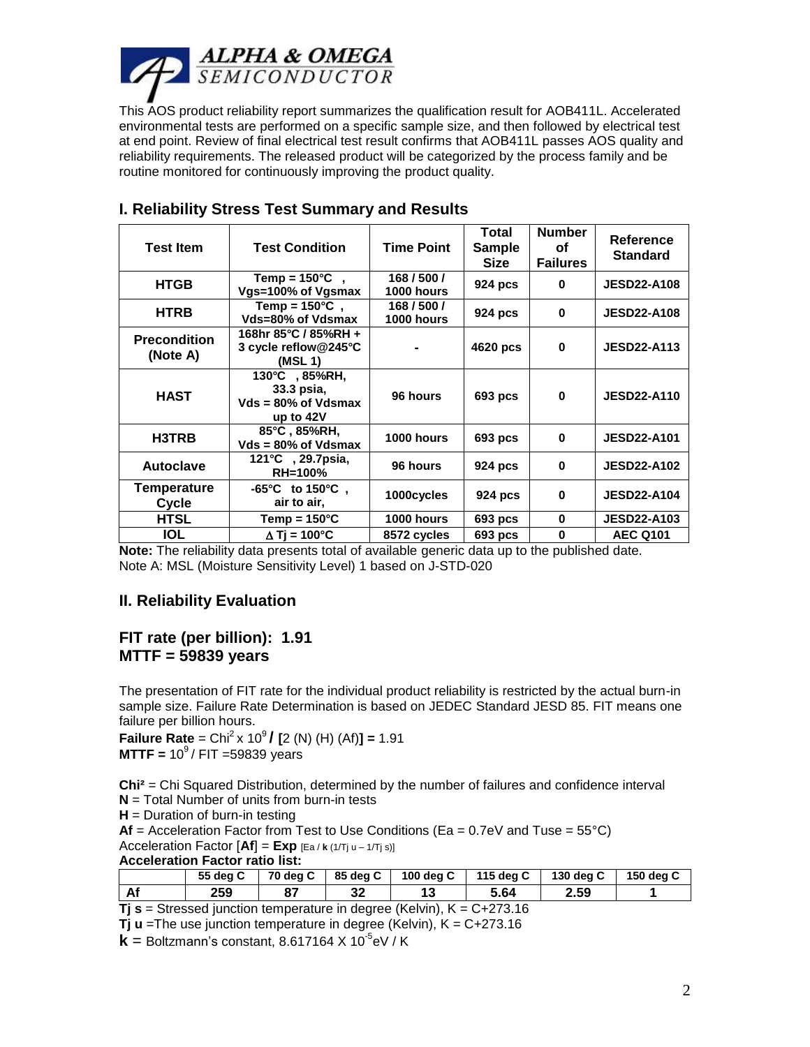This AOS product reliability report summarizes the qualification result for AOB411L. Accelerated environmental tests are performed on a specific sample size, and then followed by electrical test at end point. Review of final electrical test result confirms that AOB411L passes AOS quality and reliability requirements. The released product will be categorized by the process family and be routine monitored for continuously improving the product quality.

## I. Reliability Stress Test Summary and Results

| Test Item | Test Condition | Time Point | Total Sample Size | Number of Failures | Reference Standard |
|---|---|---|---|---|---|
| HTGB | Temp = 150°C , Vgs=100% of Vgsmax | 168 / 500 / 1000 hours | 924 pcs | 0 | JESD22-A108 |
| HTRB | Temp = 150°C , Vds=80% of Vdsmax | 168 / 500 / 1000 hours | 924 pcs | 0 | JESD22-A108 |
| Precondition (Note A) | 168hr 85°C / 85%RH + 3 cycle reflow@245°C (MSL 1) | - | 4620 pcs | 0 | JESD22-A113 |
| HAST | 130°C , 85%RH, 33.3 psia, Vds = 80% of Vdsmax up to 42V | 96 hours | 693 pcs | 0 | JESD22-A110 |
| H3TRB | 85°C , 85%RH, Vds = 80% of Vdsmax | 1000 hours | 693 pcs | 0 | JESD22-A101 |
| Autoclave | 121°C , 29.7psia, RH=100% | 96 hours | 924 pcs | 0 | JESD22-A102 |
| Temperature Cycle | -65°C to 150°C , air to air, | 1000cycles | 924 pcs | 0 | JESD22-A104 |
| HTSL | Temp = 150°C | 1000 hours | 693 pcs | 0 | JESD22-A103 |
| IOL | $\Delta$ Tj = 100°C | 8572 cycles | 693 pcs | 0 | AEC Q101 |

**Note:** The reliability data presents total of available generic data up to the published date.
Note A: MSL (Moisture Sensitivity Level) 1 based on J-STD-020

## II. Reliability Evaluation

### FIT rate (per billion): 1.91
### MTTF = 59839 years

The presentation of FIT rate for the individual product reliability is restricted by the actual burn-in sample size. Failure Rate Determination is based on JEDEC Standard JESD 85. FIT means one failure per billion hours.

**Failure Rate** = $Chi^2 \times 10^9$ **/ [**2 (N) (H) (Af)**] =** 1.91
**MTTF =** $10^9$ / FIT =59839 years

**Chi²** = Chi Squared Distribution, determined by the number of failures and confidence interval
**N** = Total Number of units from burn-in tests
**H** = Duration of burn-in testing
**Af** = Acceleration Factor from Test to Use Conditions (Ea = 0.7eV and Tuse = 55°C)
Acceleration Factor [**Af**] = **Exp** [Ea / **k** (1/Tj u – 1/Tj s)]

**Acceleration Factor ratio list:**

| | 55 deg C | 70 deg C | 85 deg C | 100 deg C | 115 deg C | 130 deg C | 150 deg C |
|---|---|---|---|---|---|---|---|
| Af | 259 | 87 | 32 | 13 | 5.64 | 2.59 | 1 |

**Tj s** = Stressed junction temperature in degree (Kelvin), K = C+273.16
**Tj u** =The use junction temperature in degree (Kelvin), K = C+273.16
**k** = Boltzmann's constant, 8.617164 X $10^{-5}$eV / K